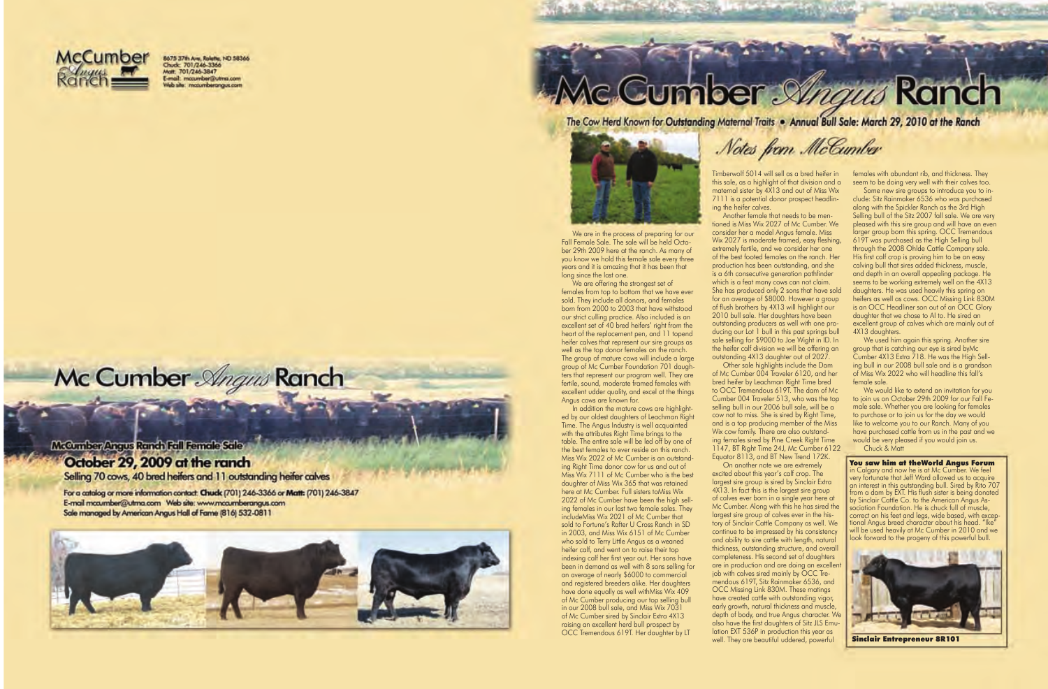McCumber Angus Ranch

8675 37th Ave, Rolette, ND 58366
Chuck: 701/246-3366
Matt: 701/246-3847
E-mail: mccumber@utma.com
Web site: mccumberangus.com

# Mc Cumber *Angus* Ranch

## McCumber Angus Ranch Fall Female Sale

## October 29, 2009 at the ranch

Selling 70 cows, 40 bred heifers and 11 outstanding heifer calves

For a catalog or more information contact: **Chuck** (701) 246-3366 or **Matt:** (701) 246-3847
E-mail mccumber@utma.com Web site: www.mccumberangus.com
Sale managed by American Angus Hall of Fame (816) 532-0811

# Mc Cumber *Angus* Ranch

The Cow Herd Known for **Outstanding Maternal Traits** • Annual Bull Sale: March 29, 2010 at the Ranch

## *Notes from McCumber*

We are in the process of preparing for our Fall Female Sale. The sale will be held October 29th 2009 here at the ranch. As many of you know we hold this female sale every three years and it is amazing that it has been that long since the last one.

We are offering the strongest set of females from top to bottom that we have ever sold. They include all donors, and females born from 2000 to 2003 that have withstood our strict culling practice. Also included is an excellent set of 40 bred heifers' right from the heart of the replacement pen, and 11 topend heifer calves that represent our sire groups as well as the top donor females on the ranch. The group of mature cows will include a large group of Mc Cumber Foundation 701 daughters that represent our program well. They are fertile, sound, moderate framed females with excellent udder quality, and excel at the things Angus cows are known for.

In addition the mature cows are highlighted by our oldest daughters of Leachman Right Time. The Angus Industry is well acquainted with the attributes Right Time brings to the table. The entire sale will be led off by one of the best females to ever reside on this ranch. Miss Wix 2022 of Mc Cumber is an outstanding Right Time donor cow for us and out of Miss Wix 7111 of Mc Cumber who is the best daughter of Miss Wix 365 that was retained here at Mc Cumber. Full sisters toMiss Wix 2022 of Mc Cumber have been the high selling females in our last two female sales. They includeMiss Wix 2021 of Mc Cumber that sold to Fortune's Rafter U Cross Ranch in SD in 2003, and Miss Wix 6151 of Mc Cumber who sold to Terry Little Angus as a weaned heifer calf, and went on to raise their top indexing calf her first year out. Her sons have been in demand as well with 8 sons selling for an average of nearly $6000 to commercial and registered breeders alike. Her daughters have done equally as well withMiss Wix 409 of Mc Cumber producing our top selling bull in our 2008 bull sale, and Miss Wix 7031 of Mc Cumber sired by Sinclair Extra 4X13 raising an excellent herd bull prospect by OCC Tremendous 619T. Her daughter by LT Timberwolf 5014 will sell as a bred heifer in this sale, as a highlight of that division and a maternal sister by 4X13 and out of Miss Wix 7111 is a potential donor prospect headlining the heifer calves.

Another female that needs to be mentioned is Miss Wix 2027 of Mc Cumber. We consider her a model Angus female. Miss Wix 2027 is moderate framed, easy fleshing, extremely fertile, and we consider her one of the best footed females on the ranch. Her production has been outstanding, and she is a 6th consecutive generation pathfinder which is a feat many cows can not claim. She has produced only 2 sons that have sold for an average of $8000. However a group of flush brothers by 4X13 will highlight our 2010 bull sale. Her daughters have been outstanding producers as well with one producing our Lot 1 bull in this past springs bull sale selling for $9000 to Joe Wight in ID. In the heifer calf division we will be offering an outstanding 4X13 daughter out of 2027.

Other sale highlights include the Dam of Mc Cumber 004 Traveler 6120, and her bred heifer by Leachman Right Time bred to OCC Tremendous 619T. The dam of Mc Cumber 004 Traveler 513, who was the top selling bull in our 2006 bull sale, will be a cow not to miss. She is sired by Right Time, and is a top producing member of the Miss Wix cow family. There are also outstanding females sired by Pine Creek Right Time 1147, BT Right Time 24J, Mc Cumber 6122 Equator 8113, and BT New Trend 172K.

On another note we are extremely excited about this year's calf crop. The largest sire group is sired by Sinclair Extra 4X13. In fact this is the largest sire group of calves ever born in a single year here at Mc Cumber. Along with this he has sired the largest sire group of calves ever in the history of Sinclair Cattle Company as well. We continue to be impressed by his consistency and ability to sire cattle with length, natural thickness, outstanding structure, and overall completeness. His second set of daughters are in production and are doing an excellent job with calves sired mainly by OCC Tremendous 619T, Sitz Rainmaker 6536, and OCC Missing Link 830M. These matings have created cattle with outstanding vigor, early growth, natural thickness and muscle, depth of body, and true Angus character. We also have the first daughters of Sitz JLS Emulation EXT 536P in production this year as well. They are beautiful uddered, powerful females with abundant rib, and thickness. They seem to be doing very well with their calves too.

Some new sire groups to introduce you to include: Sitz Rainmaker 6536 who was purchased along with the Spickler Ranch as the 3rd High Selling bull of the Sitz 2007 fall sale. We are very pleased with this sire group and will have an even larger group born this spring. OCC Tremendous 619T was purchased as the High Selling bull through the 2008 Ohlde Cattle Company sale. His first calf crop is proving him to be an easy calving bull that sires added thickness, muscle, and depth in an overall appealing package. He seems to be working extremely well on the 4X13 daughters. He was used heavily this spring on heifers as well as cows. OCC Missing Link 830M is an OCC Headliner son out of an OCC Glory daughter that we chose to AI to. He sired an excellent group of calves which are mainly out of 4X13 daughters.

We used him again this spring. Another sire group that is catching our eye is sired byMc Cumber 4X13 Extra 718. He was the High Selling bull in our 2008 bull sale and is a grandson of Miss Wix 2022 who will headline this fall's female sale.

We would like to extend an invitation for you to join us on October 29th 2009 for our Fall Female Sale. Whether you are looking for females to purchase or to join us for the day we would like to welcome you to our Ranch. Many of you have purchased cattle from us in the past and we would be very pleased if you would join us.

Chuck & Matt

**You saw him at theWorld Angus Forum** in Calgary and now he is at Mc Cumber. We feel very fortunate that Jeff Ward allowed us to acquire an interest in this outstanding bull. Sired by Rito 707 from a dam by EXT. His flush sister is being donated by Sinclair Cattle Co. to the American Angus Association Foundation. He is chuck full of muscle, correct on his feet and legs, wide based, with exceptional Angus breed character about his head. "Ike" will be used heavily at Mc Cumber in 2010 and we look forward to the progeny of this powerful bull.

**Sinclair Entrepreneur 8R101**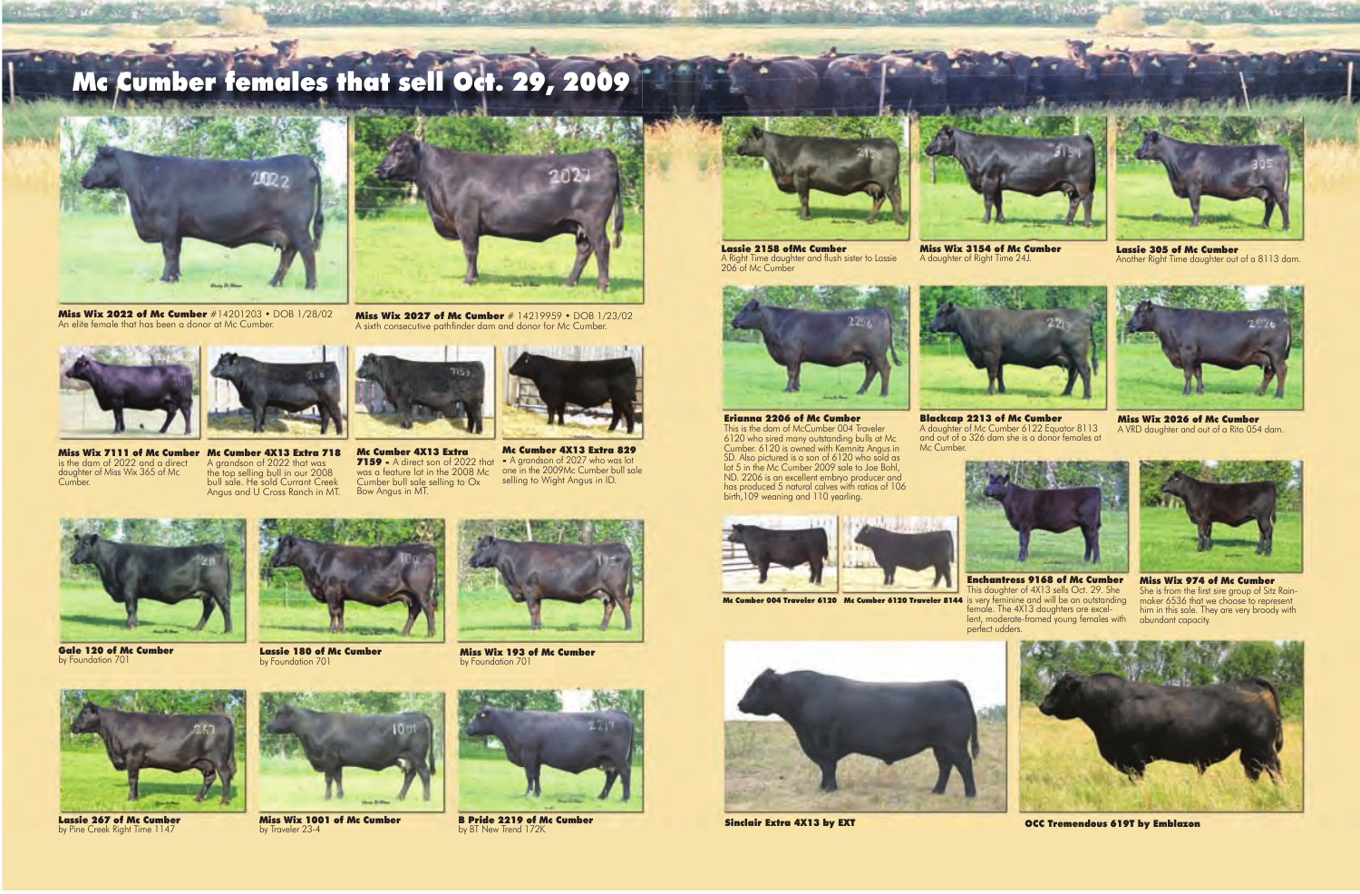# Mc Cumber females that sell Oct. 29, 2009

**Miss Wix 2022 of Mc Cumber** #14201203 • DOB 1/28/02
An elite female that has been a donor at Mc Cumber.

**Miss Wix 2027 of Mc Cumber** # 14219959 • DOB 1/23/02
A sixth consecutive pathfinder dam and donor for Mc Cumber.

**Miss Wix 7111 of Mc Cumber** is the dam of 2022 and a direct daughter of Miss Wix 365 of Mc Cumber.

**Mc Cumber 4X13 Extra 718** A grandson of 2022 that was the top selling bull in our 2008 bull sale. He sold Currant Creek Angus and U Cross Ranch in MT.

**Mc Cumber 4X13 Extra 7159 -** A direct son of 2022 that was a feature lot in the 2008 Mc Cumber bull sale selling to Ox Bow Angus in MT.

**Mc Cumber 4X13 Extra 829** • A grandson of 2027 who was lot one in the 2009Mc Cumber bull sale selling to Wight Angus in ID.

**Gale 120 of Mc Cumber**
by Foundation 701

**Lassie 180 of Mc Cumber**
by Foundation 701

**Miss Wix 193 of Mc Cumber**
by Foundation 701

**Lassie 267 of Mc Cumber**
by Pine Creek Right Time 1147

**Miss Wix 1001 of Mc Cumber**
by Traveler 23-4

**B Pride 2219 of Mc Cumber**
by BT New Trend 172K

**Lassie 2158 ofMc Cumber**
A Right Time daughter and flush sister to Lassie 206 of Mc Cumber

**Miss Wix 3154 of Mc Cumber**
A daughter of Right Time 24J.

**Lassie 305 of Mc Cumber**
Another Right Time daughter out of a 8113 dam.

**Erianna 2206 of Mc Cumber**
This is the dam of McCumber 004 Traveler 6120 who sired many outstanding bulls at Mc Cumber. 6120 is owned with Kemnitz Angus in SD. Also pictured is a son of 6120 who sold as lot 5 in the Mc Cumber 2009 sale to Joe Bohl, ND. 2206 is an excellent embryo producer and has produced 5 natural calves with ratios of 106 birth,109 weaning and 110 yearling.

**Blackcap 2213 of Mc Cumber**
A daughter of Mc Cumber 6122 Equator 8113 and out of a 326 dam she is a donor females at Mc Cumber.

**Miss Wix 2026 of Mc Cumber**
A VRD daughter and out of a Rito 054 dam.

**Mc Cumber 004 Traveler 6120**

**Mc Cumber 6120 Traveler 8144**

**Enchantress 9168 of Mc Cumber**
This daughter of 4X13 sells Oct. 29. She is very feminine and will be an outstanding female. The 4X13 daughters are excellent, moderate-framed young females with perfect udders.

**Miss Wix 974 of Mc Cumber**
She is from the first sire group of Sitz Rainmaker 6536 that we choose to represent him in this sale. They are very broody with abundant capacity.

**Sinclair Extra 4X13 by EXT**

**OCC Tremendous 619T by Emblazon**